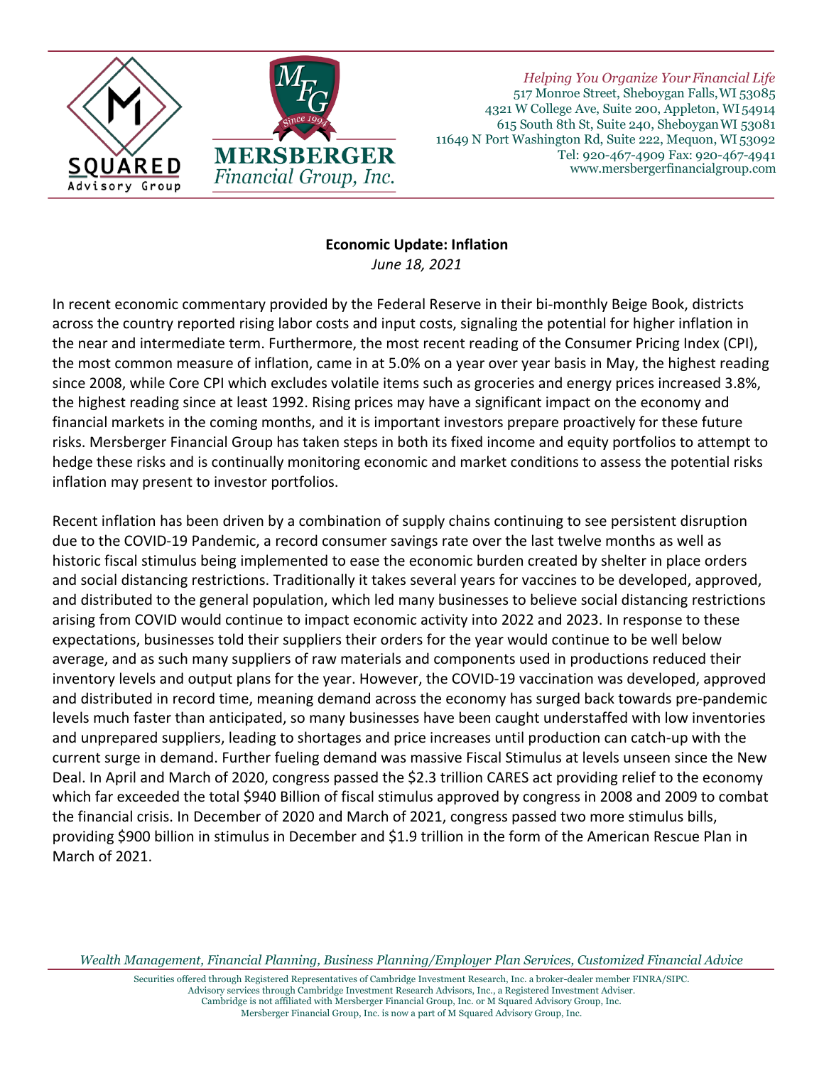*Helping You Organize Your Financial Life*
517 Monroe Street, Sheboygan Falls, WI 53085
4321 W College Ave, Suite 200, Appleton, WI 54914
615 South 8th St, Suite 240, Sheboygan WI 53081
11649 N Port Washington Rd, Suite 222, Mequon, WI 53092
Tel: 920-467-4909 Fax: 920-467-4941
www.mersbergerfinancialgroup.com

**Economic Update: Inflation**
*June 18, 2021*

In recent economic commentary provided by the Federal Reserve in their bi-monthly Beige Book, districts across the country reported rising labor costs and input costs, signaling the potential for higher inflation in the near and intermediate term. Furthermore, the most recent reading of the Consumer Pricing Index (CPI), the most common measure of inflation, came in at 5.0% on a year over year basis in May, the highest reading since 2008, while Core CPI which excludes volatile items such as groceries and energy prices increased 3.8%, the highest reading since at least 1992. Rising prices may have a significant impact on the economy and financial markets in the coming months, and it is important investors prepare proactively for these future risks. Mersberger Financial Group has taken steps in both its fixed income and equity portfolios to attempt to hedge these risks and is continually monitoring economic and market conditions to assess the potential risks inflation may present to investor portfolios.

Recent inflation has been driven by a combination of supply chains continuing to see persistent disruption due to the COVID-19 Pandemic, a record consumer savings rate over the last twelve months as well as historic fiscal stimulus being implemented to ease the economic burden created by shelter in place orders and social distancing restrictions. Traditionally it takes several years for vaccines to be developed, approved, and distributed to the general population, which led many businesses to believe social distancing restrictions arising from COVID would continue to impact economic activity into 2022 and 2023. In response to these expectations, businesses told their suppliers their orders for the year would continue to be well below average, and as such many suppliers of raw materials and components used in productions reduced their inventory levels and output plans for the year. However, the COVID-19 vaccination was developed, approved and distributed in record time, meaning demand across the economy has surged back towards pre-pandemic levels much faster than anticipated, so many businesses have been caught understaffed with low inventories and unprepared suppliers, leading to shortages and price increases until production can catch-up with the current surge in demand. Further fueling demand was massive Fiscal Stimulus at levels unseen since the New Deal. In April and March of 2020, congress passed the $2.3 trillion CARES act providing relief to the economy which far exceeded the total $940 Billion of fiscal stimulus approved by congress in 2008 and 2009 to combat the financial crisis. In December of 2020 and March of 2021, congress passed two more stimulus bills, providing $900 billion in stimulus in December and $1.9 trillion in the form of the American Rescue Plan in March of 2021.

*Wealth Management, Financial Planning, Business Planning/Employer Plan Services, Customized Financial Advice*

Securities offered through Registered Representatives of Cambridge Investment Research, Inc. a broker-dealer member FINRA/SIPC.
Advisory services through Cambridge Investment Research Advisors, Inc., a Registered Investment Adviser.
Cambridge is not affiliated with Mersberger Financial Group, Inc. or M Squared Advisory Group, Inc.
Mersberger Financial Group, Inc. is now a part of M Squared Advisory Group, Inc.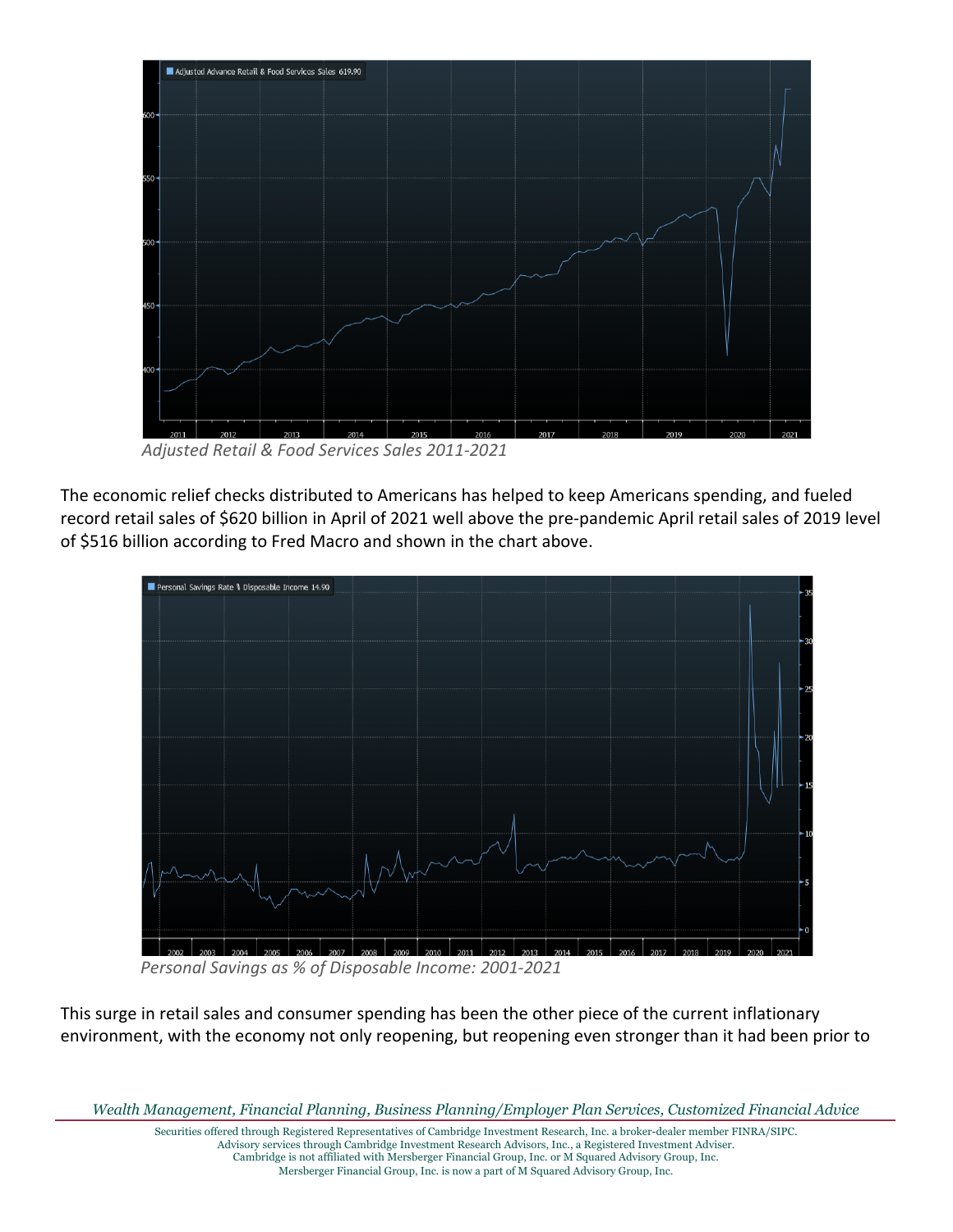*Adjusted Retail & Food Services Sales 2011-2021*

The economic relief checks distributed to Americans has helped to keep Americans spending, and fueled record retail sales of $620 billion in April of 2021 well above the pre-pandemic April retail sales of 2019 level of $516 billion according to Fred Macro and shown in the chart above.

*Personal Savings as % of Disposable Income: 2001-2021*

This surge in retail sales and consumer spending has been the other piece of the current inflationary environment, with the economy not only reopening, but reopening even stronger than it had been prior to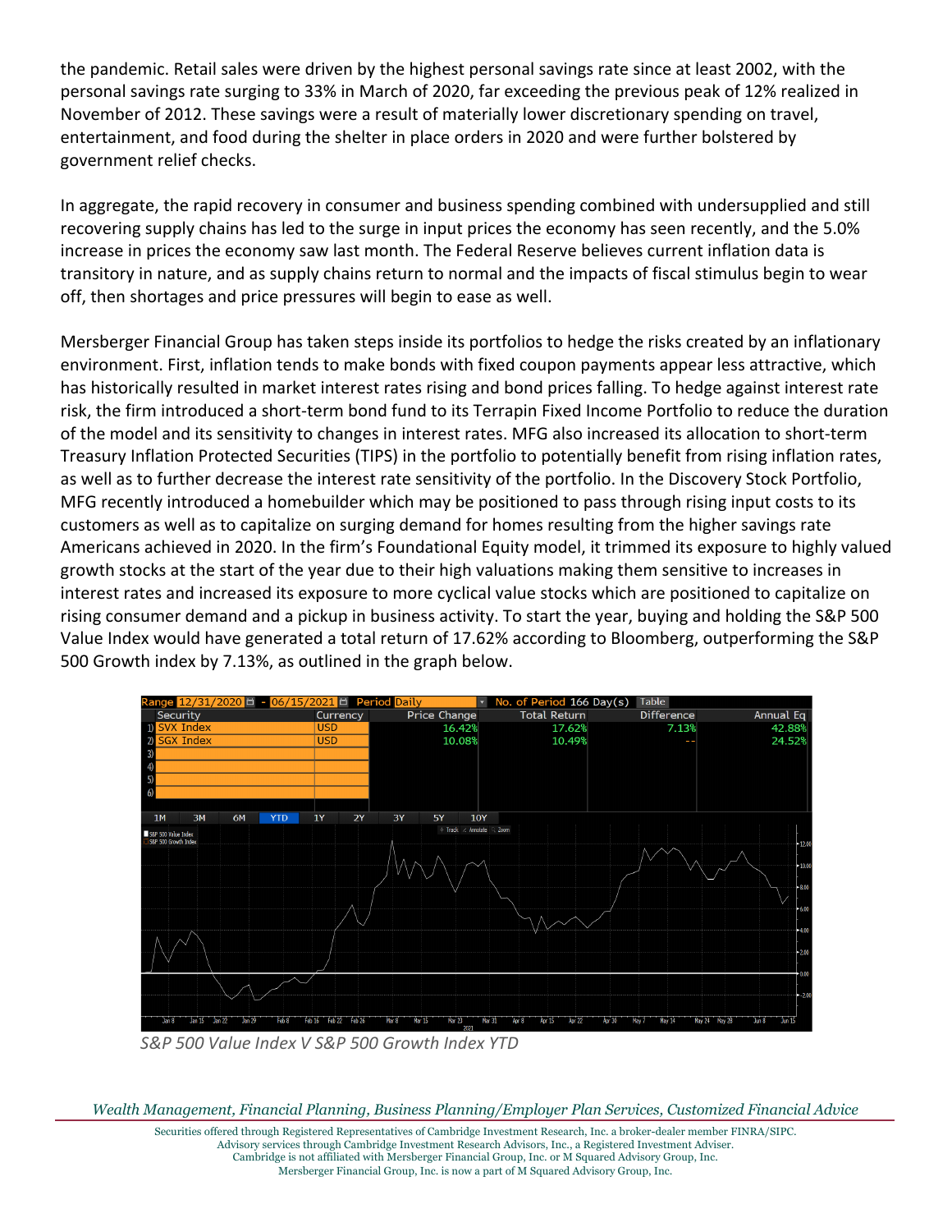the pandemic. Retail sales were driven by the highest personal savings rate since at least 2002, with the personal savings rate surging to 33% in March of 2020, far exceeding the previous peak of 12% realized in November of 2012. These savings were a result of materially lower discretionary spending on travel, entertainment, and food during the shelter in place orders in 2020 and were further bolstered by government relief checks.

In aggregate, the rapid recovery in consumer and business spending combined with undersupplied and still recovering supply chains has led to the surge in input prices the economy has seen recently, and the 5.0% increase in prices the economy saw last month. The Federal Reserve believes current inflation data is transitory in nature, and as supply chains return to normal and the impacts of fiscal stimulus begin to wear off, then shortages and price pressures will begin to ease as well.

Mersberger Financial Group has taken steps inside its portfolios to hedge the risks created by an inflationary environment. First, inflation tends to make bonds with fixed coupon payments appear less attractive, which has historically resulted in market interest rates rising and bond prices falling. To hedge against interest rate risk, the firm introduced a short-term bond fund to its Terrapin Fixed Income Portfolio to reduce the duration of the model and its sensitivity to changes in interest rates. MFG also increased its allocation to short-term Treasury Inflation Protected Securities (TIPS) in the portfolio to potentially benefit from rising inflation rates, as well as to further decrease the interest rate sensitivity of the portfolio. In the Discovery Stock Portfolio, MFG recently introduced a homebuilder which may be positioned to pass through rising input costs to its customers as well as to capitalize on surging demand for homes resulting from the higher savings rate Americans achieved in 2020. In the firm's Foundational Equity model, it trimmed its exposure to highly valued growth stocks at the start of the year due to their high valuations making them sensitive to increases in interest rates and increased its exposure to more cyclical value stocks which are positioned to capitalize on rising consumer demand and a pickup in business activity. To start the year, buying and holding the S&P 500 Value Index would have generated a total return of 17.62% according to Bloomberg, outperforming the S&P 500 Growth index by 7.13%, as outlined in the graph below.

Range 12/31/2020 - 06/15/2021 Period Daily No. of Period 166 Day(s) Table

| | Security | Currency | Price Change | Total Return | Difference | Annual Eq |
|---|---|---|---|---|---|---|
| 1) | SVX Index | USD | 16.42% | 17.62% | 7.13% | 42.88% |
| 2) | SGX Index | USD | 10.08% | 10.49% | -- | 24.52% |

1M 3M 6M YTD 1Y 2Y 3Y 5Y 10Y

S&P 500 Value Index
S&P 500 Growth Index

*S&P 500 Value Index V S&P 500 Growth Index YTD*